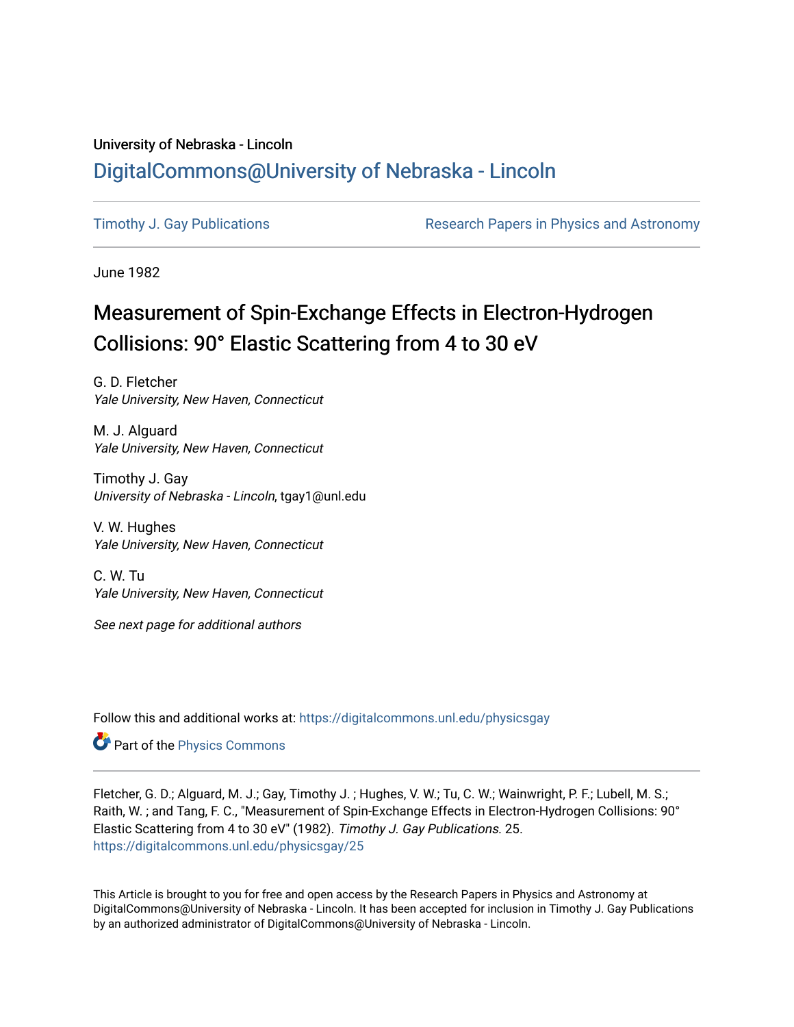University of Nebraska - Lincoln

# DigitalCommons@University of Nebraska - Lincoln

Timothy J. Gay Publications — Research Papers in Physics and Astronomy

June 1982

# Measurement of Spin-Exchange Effects in Electron-Hydrogen Collisions: 90° Elastic Scattering from 4 to 30 eV

G. D. Fletcher
*Yale University, New Haven, Connecticut*

M. J. Alguard
*Yale University, New Haven, Connecticut*

Timothy J. Gay
*University of Nebraska - Lincoln*, tgay1@unl.edu

V. W. Hughes
*Yale University, New Haven, Connecticut*

C. W. Tu
*Yale University, New Haven, Connecticut*

*See next page for additional authors*

Follow this and additional works at: https://digitalcommons.unl.edu/physicsgay

Part of the Physics Commons

Fletcher, G. D.; Alguard, M. J.; Gay, Timothy J. ; Hughes, V. W.; Tu, C. W.; Wainwright, P. F.; Lubell, M. S.; Raith, W. ; and Tang, F. C., "Measurement of Spin-Exchange Effects in Electron-Hydrogen Collisions: 90° Elastic Scattering from 4 to 30 eV" (1982). *Timothy J. Gay Publications*. 25.
https://digitalcommons.unl.edu/physicsgay/25

This Article is brought to you for free and open access by the Research Papers in Physics and Astronomy at DigitalCommons@University of Nebraska - Lincoln. It has been accepted for inclusion in Timothy J. Gay Publications by an authorized administrator of DigitalCommons@University of Nebraska - Lincoln.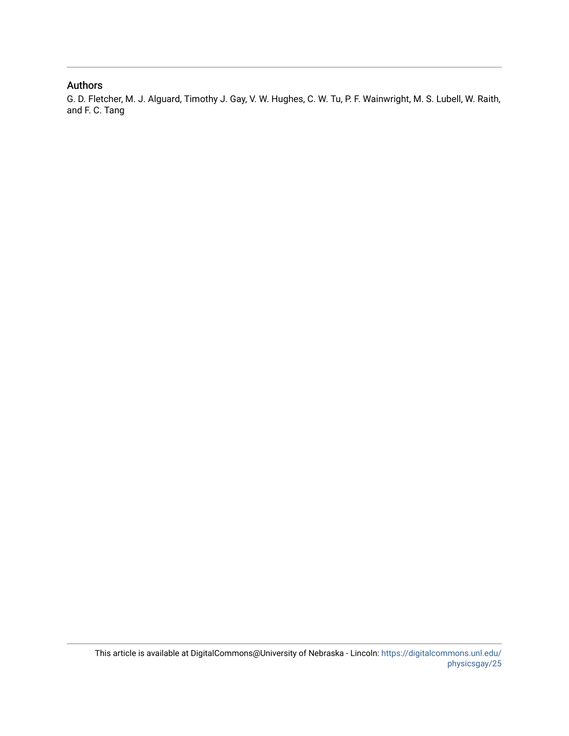## Authors

G. D. Fletcher, M. J. Alguard, Timothy J. Gay, V. W. Hughes, C. W. Tu, P. F. Wainwright, M. S. Lubell, W. Raith, and F. C. Tang

This article is available at DigitalCommons@University of Nebraska - Lincoln: https://digitalcommons.unl.edu/physicsgay/25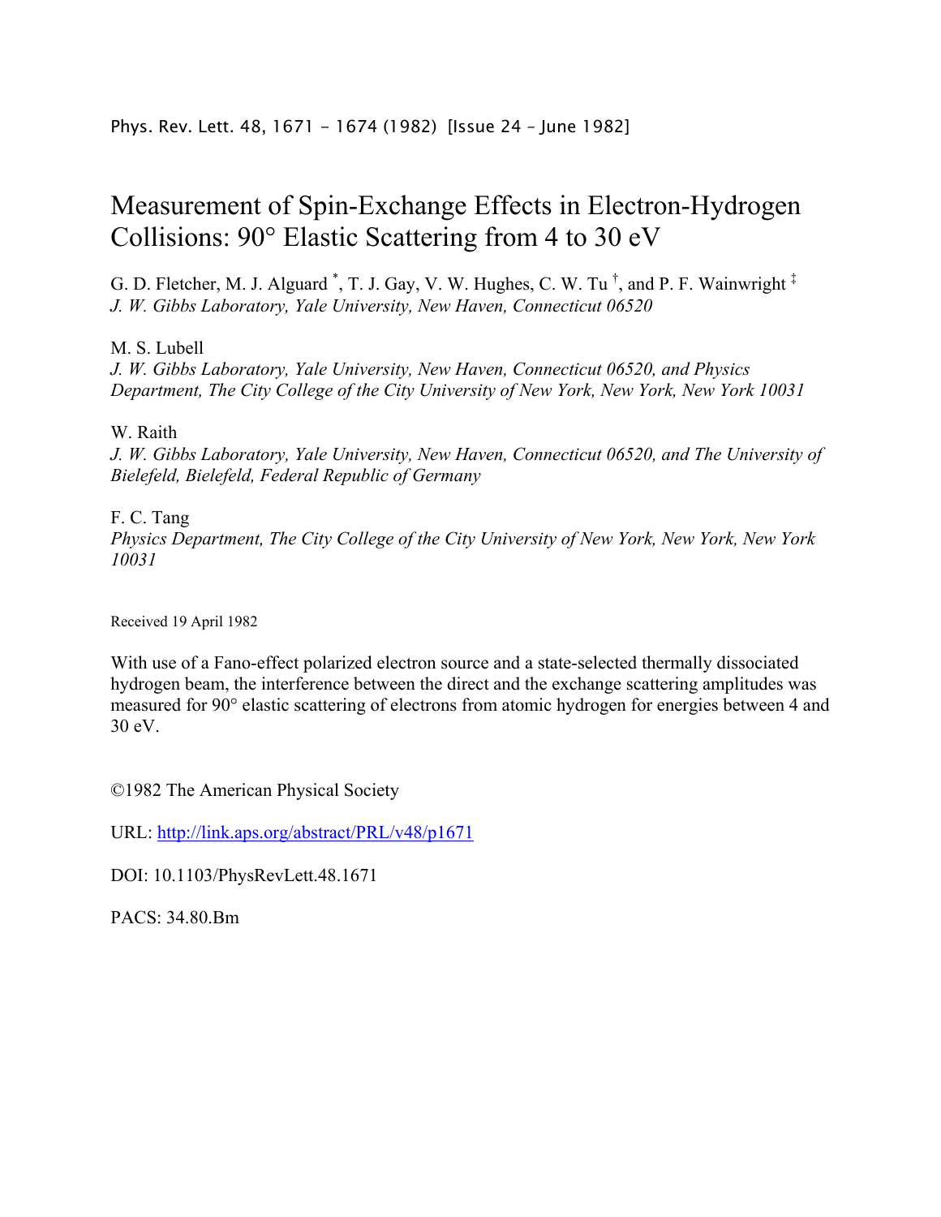Phys. Rev. Lett. 48, 1671 – 1674 (1982) [Issue 24 – June 1982]

# Measurement of Spin-Exchange Effects in Electron-Hydrogen Collisions: 90° Elastic Scattering from 4 to 30 eV

G. D. Fletcher, M. J. Alguard [*], T. J. Gay, V. W. Hughes, C. W. Tu [†], and P. F. Wainwright [‡]
*J. W. Gibbs Laboratory, Yale University, New Haven, Connecticut 06520*

M. S. Lubell
*J. W. Gibbs Laboratory, Yale University, New Haven, Connecticut 06520, and Physics Department, The City College of the City University of New York, New York, New York 10031*

W. Raith
*J. W. Gibbs Laboratory, Yale University, New Haven, Connecticut 06520, and The University of Bielefeld, Bielefeld, Federal Republic of Germany*

F. C. Tang
*Physics Department, The City College of the City University of New York, New York, New York 10031*

Received 19 April 1982

With use of a Fano-effect polarized electron source and a state-selected thermally dissociated hydrogen beam, the interference between the direct and the exchange scattering amplitudes was measured for 90° elastic scattering of electrons from atomic hydrogen for energies between 4 and 30 eV.

©1982 The American Physical Society

URL: http://link.aps.org/abstract/PRL/v48/p1671

DOI: 10.1103/PhysRevLett.48.1671

PACS: 34.80.Bm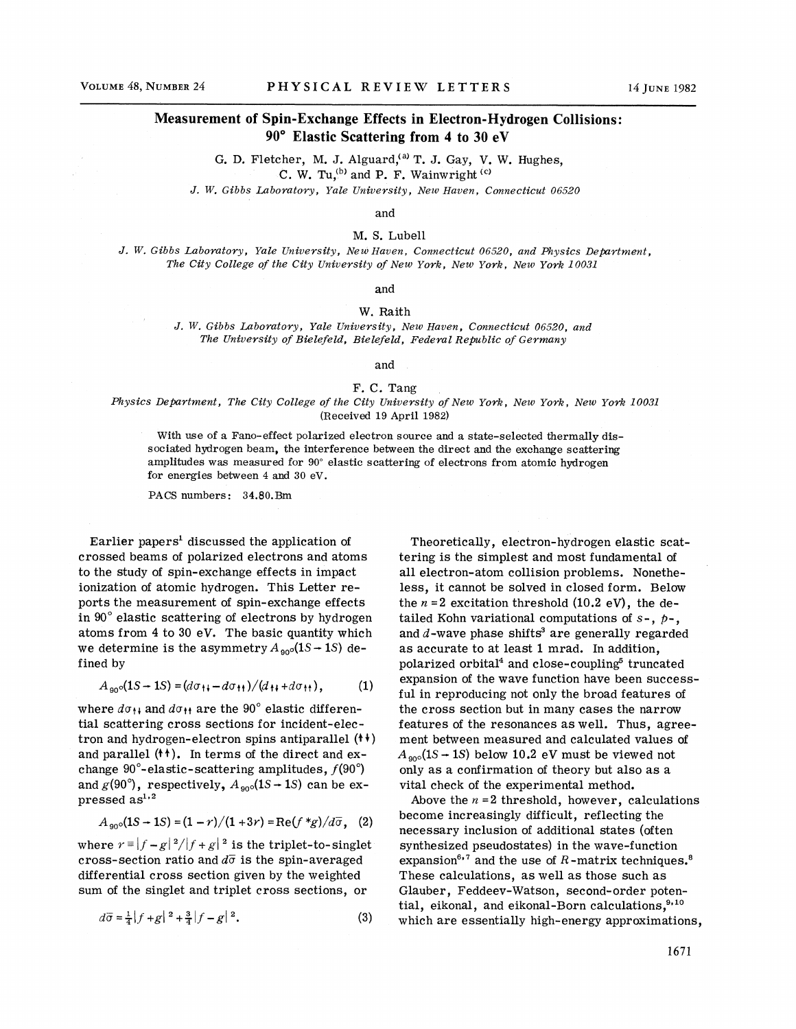# Measurement of Spin-Exchange Effects in Electron-Hydrogen Collisions: 90° Elastic Scattering from 4 to 30 eV

G. D. Fletcher, M. J. Alguard,[a] T. J. Gay, V. W. Hughes, C. W. Tu,[b] and P. F. Wainwright[c]

*J. W. Gibbs Laboratory, Yale University, New Haven, Connecticut 06520*

and

M. S. Lubell

*J. W. Gibbs Laboratory, Yale University, New Haven, Connecticut 06520, and Physics Department, The City College of the City University of New York, New York, New York 10031*

and

W. Raith

*J. W. Gibbs Laboratory, Yale University, New Haven, Connecticut 06520, and The University of Bielefeld, Bielefeld, Federal Republic of Germany*

and

F. C. Tang

*Physics Department, The City College of the City University of New York, New York, New York 10031*

(Received 19 April 1982)

With use of a Fano-effect polarized electron source and a state-selected thermally dissociated hydrogen beam, the interference between the direct and the exchange scattering amplitudes was measured for 90° elastic scattering of electrons from atomic hydrogen for energies between 4 and 30 eV.

PACS numbers: 34.80.Bm

Earlier papers[1] discussed the application of crossed beams of polarized electrons and atoms to the study of spin-exchange effects in impact ionization of atomic hydrogen. This Letter reports the measurement of spin-exchange effects in 90° elastic scattering of electrons by hydrogen atoms from 4 to 30 eV. The basic quantity which we determine is the asymmetry $A_{90°}(1S\to 1S)$ defined by

$$A_{90°}(1S\to 1S) = (d\sigma_{\uparrow\downarrow} - d\sigma_{\uparrow\uparrow})/(d_{\uparrow\downarrow} + d\sigma_{\uparrow\uparrow}), \tag{1}$$

where $d\sigma_{\uparrow\downarrow}$ and $d\sigma_{\uparrow\uparrow}$ are the 90° elastic differential scattering cross sections for incident-electron and hydrogen-electron spins antiparallel ($\uparrow\downarrow$) and parallel ($\uparrow\uparrow$). In terms of the direct and exchange 90°-elastic-scattering amplitudes, $f(90°)$ and $g(90°)$, respectively, $A_{90°}(1S\to 1S)$ can be expressed as[1,2]

$$A_{90°}(1S\to 1S) = (1-r)/(1+3r) = \mathrm{Re}(f^*g)/d\bar{\sigma}, \tag{2}$$

where $r \equiv |f-g|^2/|f+g|^2$ is the triplet-to-singlet cross-section ratio and $d\bar{\sigma}$ is the spin-averaged differential cross section given by the weighted sum of the singlet and triplet cross sections, or

$$d\bar{\sigma} = \tfrac{1}{4}|f+g|^2 + \tfrac{3}{4}|f-g|^2. \tag{3}$$

Theoretically, electron-hydrogen elastic scattering is the simplest and most fundamental of all electron-atom collision problems. Nonetheless, it cannot be solved in closed form. Below the $n=2$ excitation threshold (10.2 eV), the detailed Kohn variational computations of $s$-, $p$-, and $d$-wave phase shifts[3] are generally regarded as accurate to at least 1 mrad. In addition, polarized orbital[4] and close-coupling[5] truncated expansion of the wave function have been successful in reproducing not only the broad features of the cross section but in many cases the narrow features of the resonances as well. Thus, agreement between measured and calculated values of $A_{90°}(1S\to 1S)$ below 10.2 eV must be viewed not only as a confirmation of theory but also as a vital check of the experimental method.

Above the $n=2$ threshold, however, calculations become increasingly difficult, reflecting the necessary inclusion of additional states (often synthesized pseudostates) in the wave-function expansion[6,7] and the use of $R$-matrix techniques.[8] These calculations, as well as those such as Glauber, Feddeev-Watson, second-order potential, eikonal, and eikonal-Born calculations,[9,10] which are essentially high-energy approximations,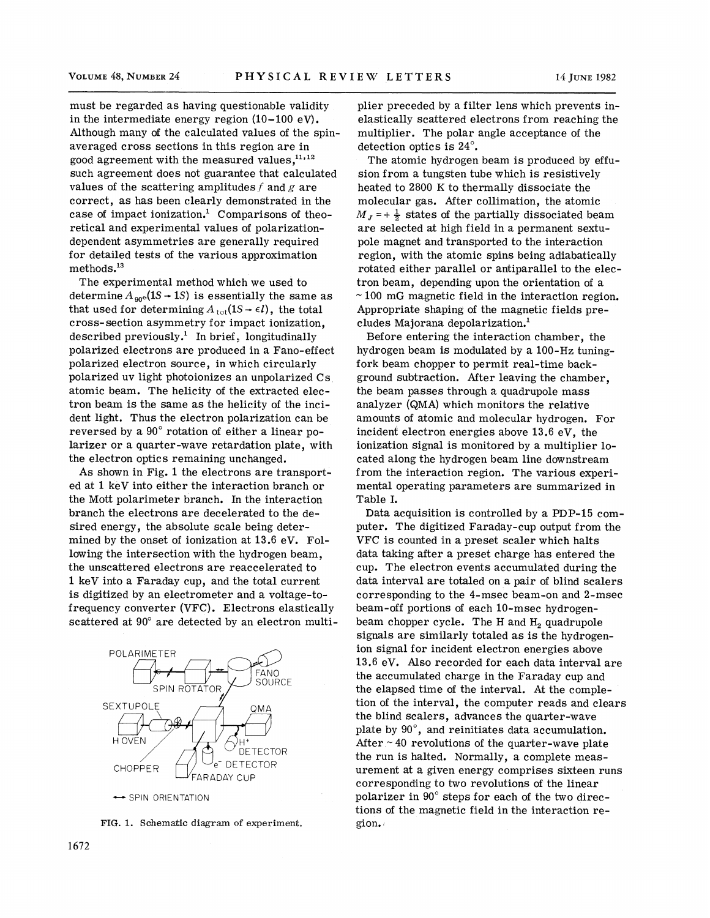must be regarded as having questionable validity in the intermediate energy region (10–100 eV). Although many of the calculated values of the spin-averaged cross sections in this region are in good agreement with the measured values,[11,12] such agreement does not guarantee that calculated values of the scattering amplitudes $f$ and $g$ are correct, as has been clearly demonstrated in the case of impact ionization.[1] Comparisons of theoretical and experimental values of polarization-dependent asymmetries are generally required for detailed tests of the various approximation methods.[13]

The experimental method which we used to determine $A_{90°}(1S \rightarrow 1S)$ is essentially the same as that used for determining $A_{\rm tot}(1S \rightarrow \epsilon l)$, the total cross-section asymmetry for impact ionization, described previously.[1] In brief, longitudinally polarized electrons are produced in a Fano-effect polarized electron source, in which circularly polarized uv light photoionizes an unpolarized Cs atomic beam. The helicity of the extracted electron beam is the same as the helicity of the incident light. Thus the electron polarization can be reversed by a 90° rotation of either a linear polarizer or a quarter-wave retardation plate, with the electron optics remaining unchanged.

As shown in Fig. 1 the electrons are transported at 1 keV into either the interaction branch or the Mott polarimeter branch. In the interaction branch the electrons are decelerated to the desired energy, the absolute scale being determined by the onset of ionization at 13.6 eV. Following the intersection with the hydrogen beam, the unscattered electrons are reaccelerated to 1 keV into a Faraday cup, and the total current is digitized by an electrometer and a voltage-to-frequency converter (VFC). Electrons elastically scattered at 90° are detected by an electron multiplier preceded by a filter lens which prevents inelastically scattered electrons from reaching the multiplier. The polar angle acceptance of the detection optics is 24°.

FIG. 1. Schematic diagram of experiment.

The atomic hydrogen beam is produced by effusion from a tungsten tube which is resistively heated to 2800 K to thermally dissociate the molecular gas. After collimation, the atomic $M_J = +\frac{1}{2}$ states of the partially dissociated beam are selected at high field in a permanent sextupole magnet and transported to the interaction region, with the atomic spins being adiabatically rotated either parallel or antiparallel to the electron beam, depending upon the orientation of a ~100 mG magnetic field in the interaction region. Appropriate shaping of the magnetic fields precludes Majorana depolarization.[1]

Before entering the interaction chamber, the hydrogen beam is modulated by a 100-Hz tuning-fork beam chopper to permit real-time background subtraction. After leaving the chamber, the beam passes through a quadrupole mass analyzer (QMA) which monitors the relative amounts of atomic and molecular hydrogen. For incident electron energies above 13.6 eV, the ionization signal is monitored by a multiplier located along the hydrogen beam line downstream from the interaction region. The various experimental operating parameters are summarized in Table I.

Data acquisition is controlled by a PDP-15 computer. The digitized Faraday-cup output from the VFC is counted in a preset scaler which halts data taking after a preset charge has entered the cup. The electron events accumulated during the data interval are totaled on a pair of blind scalers corresponding to the 4-msec beam-on and 2-msec beam-off portions of each 10-msec hydrogen-beam chopper cycle. The H and $H_2$ quadrupole signals are similarly totaled as is the hydrogen-ion signal for incident electron energies above 13.6 eV. Also recorded for each data interval are the accumulated charge in the Faraday cup and the elapsed time of the interval. At the completion of the interval, the computer reads and clears the blind scalers, advances the quarter-wave plate by 90°, and reinitiates data accumulation. After ~40 revolutions of the quarter-wave plate the run is halted. Normally, a complete measurement at a given energy comprises sixteen runs corresponding to two revolutions of the linear polarizer in 90° steps for each of the two directions of the magnetic field in the interaction region.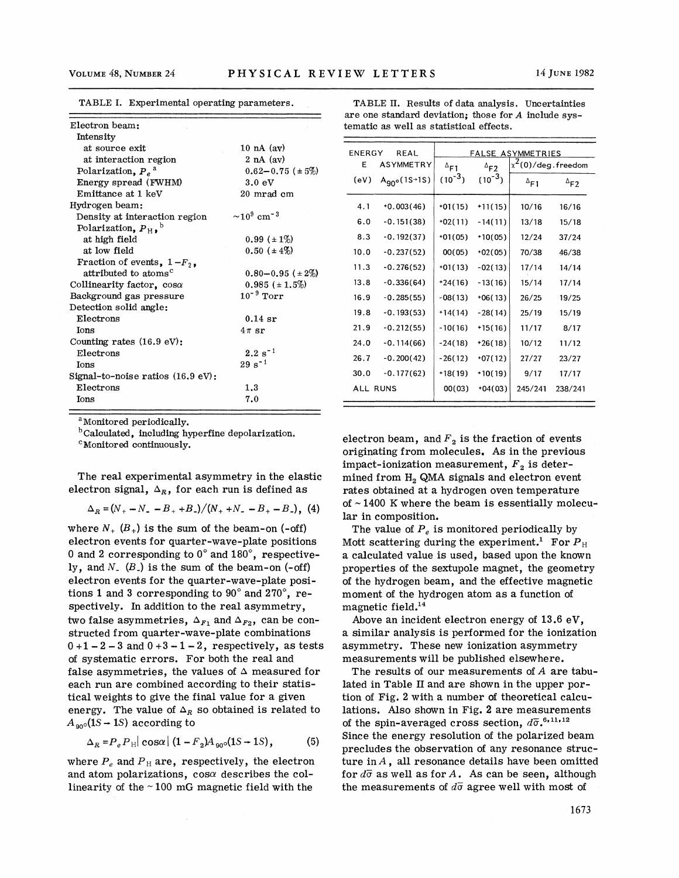TABLE I. Experimental operating parameters.

| | |
|---|---|
| Electron beam: | |
| Intensity | |
| at source exit | 10 nA (av) |
| at interaction region | 2 nA (av) |
| Polarization, $P_e$ [a] | 0.62–0.75 (±5%) |
| Energy spread (FWHM) | 3.0 eV |
| Emittance at 1 keV | 20 mrad cm |
| Hydrogen beam: | |
| Density at interaction region | $\sim 10^9$ cm$^{-3}$ |
| Polarization, $P_H$, [b] | |
| at high field | 0.99 (±1%) |
| at low field | 0.50 (±4%) |
| Fraction of events, $1-F_2$, attributed to atoms [c] | 0.80–0.95 (±2%) |
| Collinearity factor, $\cos\alpha$ | 0.985 (±1.5%) |
| Background gas pressure | $10^{-9}$ Torr |
| Detection solid angle: | |
| Electrons | 0.14 sr |
| Ions | $4\pi$ sr |
| Counting rates (16.9 eV): | |
| Electrons | 2.2 s$^{-1}$ |
| Ions | 29 s$^{-1}$ |
| Signal-to-noise ratios (16.9 eV): | |
| Electrons | 1.3 |
| Ions | 7.0 |

[a] Monitored periodically.

[b] Calculated, including hyperfine depolarization.

[c] Monitored continuously.

TABLE II. Results of data analysis. Uncertainties are one standard deviation; those for $A$ include systematic as well as statistical effects.

| ENERGY E (eV) | REAL ASYMMETRY $A_{90°}(1S\to1S)$ | FALSE ASYMMETRIES $\Delta_{F1}$ $(10^{-3})$ | $\Delta_{F2}$ $(10^{-3})$ | $\chi^2(0)$/deg. freedom $\Delta_{F1}$ | $\Delta_{F2}$ |
|---|---|---|---|---|---|
| 4.1 | +0.003(46) | +01(15) | +11(15) | 10/16 | 16/16 |
| 6.0 | −0.151(38) | +02(11) | −14(11) | 13/18 | 15/18 |
| 8.3 | −0.192(37) | +01(05) | +10(05) | 12/24 | 37/24 |
| 10.0 | −0.237(52) | 00(05) | +02(05) | 70/38 | 46/38 |
| 11.3 | −0.276(52) | +01(13) | −02(13) | 17/14 | 14/14 |
| 13.8 | −0.336(64) | +24(16) | −13(16) | 15/14 | 17/14 |
| 16.9 | −0.285(55) | −08(13) | +06(13) | 26/25 | 19/25 |
| 19.8 | −0.193(53) | +14(14) | −28(14) | 25/19 | 15/19 |
| 21.9 | −0.212(55) | −10(16) | +15(16) | 11/17 | 8/17 |
| 24.0 | −0.114(66) | −24(18) | +26(18) | 10/12 | 11/12 |
| 26.7 | −0.200(42) | −26(12) | +07(12) | 27/27 | 23/27 |
| 30.0 | −0.177(62) | +18(19) | +10(19) | 9/17 | 17/17 |
| ALL RUNS | | 00(03) | +04(03) | 245/241 | 238/241 |

The real experimental asymmetry in the elastic electron signal, $\Delta_R$, for each run is defined as

$$\Delta_R = (N_+ - N_- - B_+ + B_-)/(N_+ + N_- - B_+ - B_-), \quad (4)$$

where $N_+$ ($B_+$) is the sum of the beam-on (-off) electron events for quarter-wave-plate positions 0 and 2 corresponding to 0° and 180°, respectively, and $N_-$ ($B_-$) is the sum of the beam-on (-off) electron events for the quarter-wave-plate positions 1 and 3 corresponding to 90° and 270°, respectively. In addition to the real asymmetry, two false asymmetries, $\Delta_{F1}$ and $\Delta_{F2}$, can be constructed from quarter-wave-plate combinations $0+1-2-3$ and $0+3-1-2$, respectively, as tests of systematic errors. For both the real and false asymmetries, the values of $\Delta$ measured for each run are combined according to their statistical weights to give the final value for a given energy. The value of $\Delta_R$ so obtained is related to $A_{90°}(1S-1S)$ according to

$$\Delta_R = P_e P_H |\cos\alpha| (1-F_2) A_{90°}(1S\to1S), \quad (5)$$

where $P_e$ and $P_H$ are, respectively, the electron and atom polarizations, $\cos\alpha$ describes the collinearity of the $\sim 100$ mG magnetic field with the electron beam, and $F_2$ is the fraction of events originating from molecules. As in the previous impact-ionization measurement, $F_2$ is determined from $H_2$ QMA signals and electron event rates obtained at a hydrogen oven temperature of $\sim 1400$ K where the beam is essentially molecular in composition.

The value of $P_e$ is monitored periodically by Mott scattering during the experiment.[1] For $P_H$ a calculated value is used, based upon the known properties of the sextupole magnet, the geometry of the hydrogen beam, and the effective magnetic moment of the hydrogen atom as a function of magnetic field.[14]

Above an incident electron energy of 13.6 eV, a similar analysis is performed for the ionization asymmetry. These new ionization asymmetry measurements will be published elsewhere.

The results of our measurements of $A$ are tabulated in Table II and are shown in the upper portion of Fig. 2 with a number of theoretical calculations. Also shown in Fig. 2 are measurements of the spin-averaged cross section, $d\bar{\sigma}$.[6,11,12] Since the energy resolution of the polarized beam precludes the observation of any resonance structure in $A$, all resonance details have been omitted for $d\bar{\sigma}$ as well as for $A$. As can be seen, although the measurements of $d\bar{\sigma}$ agree well with most of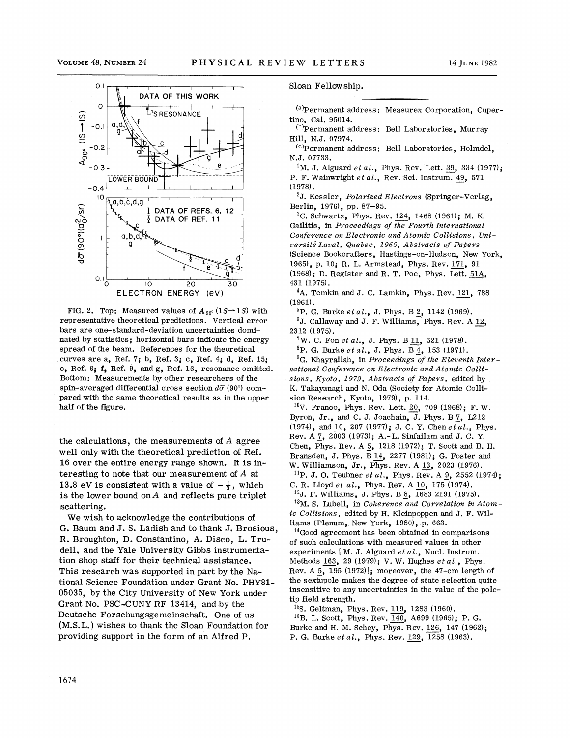DATA OF THIS WORK

$^1$S RESONANCE

LOWER BOUND

$A_{90°}$ (1S→1S)

0.1, 0, -0.1, -0.2, -0.3, -0.4

a,d, g, f, b, c, d, a, g, e, d

DATA OF REFS. 6, 12

DATA OF REF. 11

$d\bar{\sigma}$ (90°)($a_0^2$/sr)

10, 1, 0.1

a,b,c,d,g

c

a,b,d, g

a, d, e, f, g

0, 10, 20, 30

ELECTRON ENERGY (eV)

FIG. 2. Top: Measured values of $A_{90°}$ (1S→1S) with representative theoretical predictions. Vertical error bars are one-standard-deviation uncertainties dominated by statistics; horizontal bars indicate the energy spread of the beam. References for the theoretical curves are a, Ref. 7; b, Ref. 3; c, Ref. 4; d, Ref. 15; e, Ref. 6; f, Ref. 9, and g, Ref. 16, resonance omitted. Bottom: Measurements by other researchers of the spin-averaged differential cross section $d\bar{\sigma}$ (90°) compared with the same theoretical results as in the upper half of the figure.

the calculations, the measurements of $A$ agree well only with the theoretical prediction of Ref. 16 over the entire energy range shown. It is interesting to note that our measurement of $A$ at 13.8 eV is consistent with a value of $-\frac{1}{3}$, which is the lower bound on $A$ and reflects pure triplet scattering.

We wish to acknowledge the contributions of G. Baum and J. S. Ladish and to thank J. Brosious, R. Broughton, D. Constantino, A. Disco, L. Trudell, and the Yale University Gibbs instrumentation shop staff for their technical assistance. This research was supported in part by the National Science Foundation under Grant No. PHY81-05035, by the City University of New York under Grant No. PSC-CUNY RF 13414, and by the Deutsche Forschungsgemeinschaft. One of us (M.S.L.) wishes to thank the Sloan Foundation for providing support in the form of an Alfred P. Sloan Fellowship.

---

[(a)] Permanent address: Measurex Corporation, Cupertino, Cal. 95014.

[(b)] Permanent address: Bell Laboratories, Murray Hill, N.J. 07974.

[(c)] Permanent address: Bell Laboratories, Holmdel, N.J. 07733.

[1] M. J. Alguard *et al.*, Phys. Rev. Lett. 39, 334 (1977); P. F. Wainwright *et al.*, Rev. Sci. Instrum. 49, 571 (1978).

[2] J. Kessler, *Polarized Electrons* (Springer-Verlag, Berlin, 1976), pp. 87–95.

[3] C. Schwartz, Phys. Rev. 124, 1468 (1961); M. K. Gailitis, in *Proceedings of the Fourth International Conference on Electronic and Atomic Collisions, Université Laval, Quebec, 1965, Abstracts of Papers* (Science Bookcrafters, Hastings-on-Hudson, New York, 1965), p. 10; R. L. Armstead, Phys. Rev. 171, 91 (1968); D. Register and R. T. Poe, Phys. Lett. 51A, 431 (1975).

[4] A. Temkin and J. C. Lamkin, Phys. Rev. 121, 788 (1961).

[5] P. G. Burke *et al.*, J. Phys. B 2, 1142 (1969).

[6] J. Callaway and J. F. Williams, Phys. Rev. A 12, 2312 (1975).

[7] W. C. Fon *et al.*, J. Phys. B 11, 521 (1978).

[8] P. G. Burke *et al.*, J. Phys. B 4, 153 (1971).

[9] G. Khayrallah, in *Proceedings of the Eleventh International Conference on Electronic and Atomic Collisions, Kyoto, 1979, Abstracts of Papers*, edited by K. Takayanagi and N. Oda (Society for Atomic Collision Research, Kyoto, 1979), p. 114.

[10] V. Franco, Phys. Rev. Lett. 20, 709 (1968); F. W. Byron, Jr., and C. J. Joachain, J. Phys. B 7, L212 (1974), and 10, 207 (1977); J. C. Y. Chen *et al.*, Phys. Rev. A 7, 2003 (1973); A.-L. Sinfailam and J. C. Y. Chen, Phys. Rev. A 5, 1218 (1972); T. Scott and B. H. Bransden, J. Phys. B 14, 2277 (1981); G. Foster and W. Williamson, Jr., Phys. Rev. A 13, 2023 (1976).

[11] P. J. O. Teubner *et al.*, Phys. Rev. A 9, 2552 (1974); C. R. Lloyd *et al.*, Phys. Rev. A 10, 175 (1974).

[12] J. F. Williams, J. Phys. B 8, 1683 2191 (1975).

[13] M. S. Lubell, in *Coherence and Correlation in Atomic Collisions*, edited by H. Kleinpoppen and J. F. Williams (Plenum, New York, 1980), p. 663.

[14] Good agreement has been obtained in comparisons of such calculations with measured values in other experiments [M. J. Alguard *et al.*, Nucl. Instrum. Methods 163, 29 (1979); V. W. Hughes *et al.*, Phys. Rev. A 5, 195 (1972)]; moreover, the 47-cm length of the sextupole makes the degree of state selection quite insensitive to any uncertainties in the value of the pole-tip field strength.

[15] S. Geltman, Phys. Rev. 119, 1283 (1960).

[16] B. L. Scott, Phys. Rev. 140, A699 (1965); P. G. Burke and H. M. Schey, Phys. Rev. 126, 147 (1962); P. G. Burke *et al.*, Phys. Rev. 129, 1258 (1963).